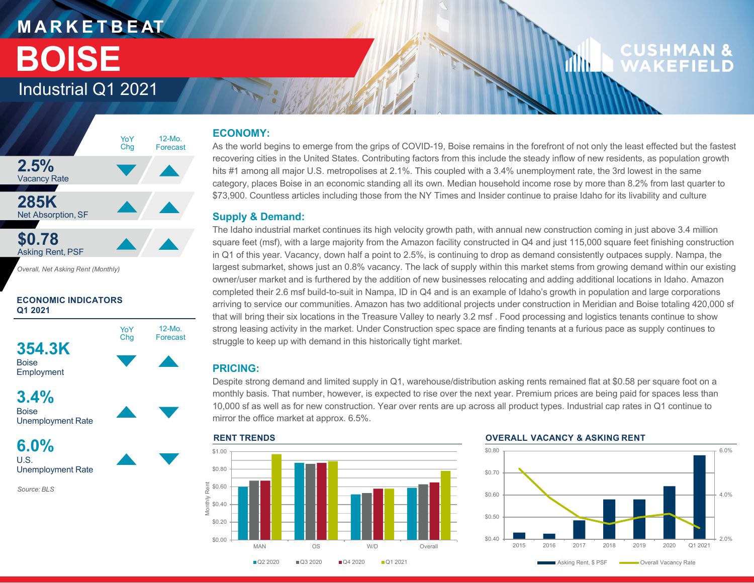# MARKETBEAT

# BOISE

## Industrial Q1 2021

| | YoY Chg | 12-Mo. Forecast |
|---|---|---|
| **2.5%** Vacancy Rate | ▼ | ▲ |
| **285K** Net Absorption, SF | ▲ | ▲ |
| **$0.78** Asking Rent, PSF | ▲ | ▲ |

*Overall, Net Asking Rent (Monthly)*

### ECONOMIC INDICATORS Q1 2021

| | YoY Chg | 12-Mo. Forecast |
|---|---|---|
| **354.3K** Boise Employment | ▼ | ▲ |
| **3.4%** Boise Unemployment Rate | ▲ | ▼ |
| **6.0%** U.S. Unemployment Rate | ▲ | ▼ |

*Source: BLS*

## ECONOMY:

As the world begins to emerge from the grips of COVID-19, Boise remains in the forefront of not only the least effected but the fastest recovering cities in the United States. Contributing factors from this include the steady inflow of new residents, as population growth hits #1 among all major U.S. metropolises at 2.1%. This coupled with a 3.4% unemployment rate, the 3rd lowest in the same category, places Boise in an economic standing all its own. Median household income rose by more than 8.2% from last quarter to $73,900. Countless articles including those from the NY Times and Insider continue to praise Idaho for its livability and culture

## Supply & Demand:

The Idaho industrial market continues its high velocity growth path, with annual new construction coming in just above 3.4 million square feet (msf), with a large majority from the Amazon facility constructed in Q4 and just 115,000 square feet finishing construction in Q1 of this year. Vacancy, down half a point to 2.5%, is continuing to drop as demand consistently outpaces supply. Nampa, the largest submarket, shows just an 0.8% vacancy. The lack of supply within this market stems from growing demand within our existing owner/user market and is furthered by the addition of new businesses relocating and adding additional locations in Idaho. Amazon completed their 2.6 msf build-to-suit in Nampa, ID in Q4 and is an example of Idaho's growth in population and large corporations arriving to service our communities. Amazon has two additional projects under construction in Meridian and Boise totaling 420,000 sf that will bring their six locations in the Treasure Valley to nearly 3.2 msf . Food processing and logistics tenants continue to show strong leasing activity in the market. Under Construction spec space are finding tenants at a furious pace as supply continues to struggle to keep up with demand in this historically tight market.

## PRICING:

Despite strong demand and limited supply in Q1, warehouse/distribution asking rents remained flat at $0.58 per square foot on a monthly basis. That number, however, is expected to rise over the next year. Premium prices are being paid for spaces less than 10,000 sf as well as for new construction. Year over rents are up across all product types. Industrial cap rates in Q1 continue to mirror the office market at approx. 6.5%.

### RENT TRENDS

Monthly Rent ($0.00–$1.00) by MAN, OS, W/D, Overall — series: Q2 2020, Q3 2020, Q4 2020, Q1 2021

### OVERALL VACANCY & ASKING RENT

2015–Q1 2021 — Asking Rent, $ PSF; Overall Vacancy Rate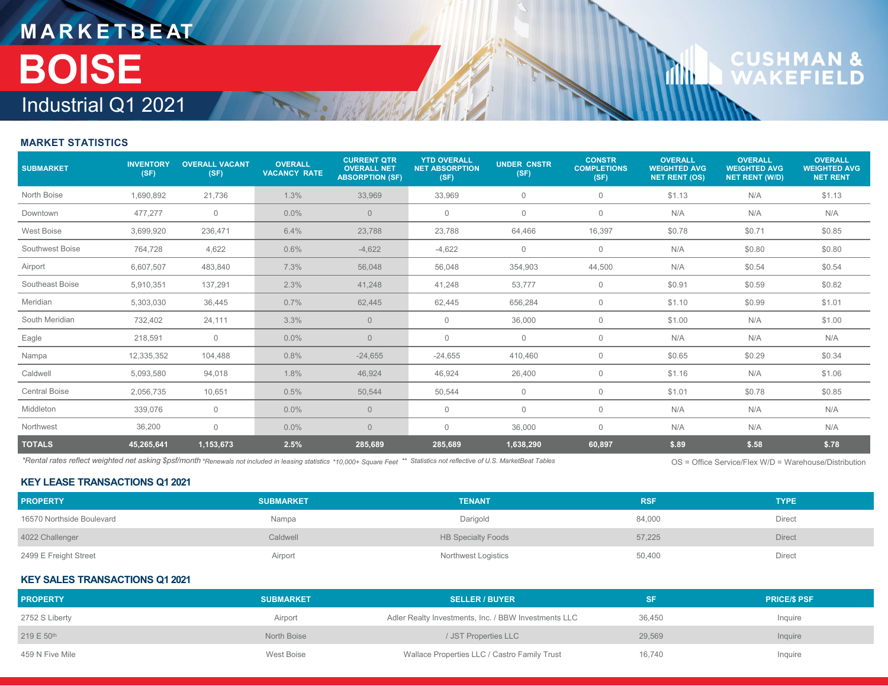# MARKETBEAT

# BOISE

Industrial Q1 2021

## MARKET STATISTICS

| SUBMARKET | INVENTORY (SF) | OVERALL VACANT (SF) | OVERALL VACANCY RATE | CURRENT QTR OVERALL NET ABSORPTION (SF) | YTD OVERALL NET ABSORPTION (SF) | UNDER CNSTR (SF) | CONSTR COMPLETIONS (SF) | OVERALL WEIGHTED AVG NET RENT (OS) | OVERALL WEIGHTED AVG NET RENT (W/D) | OVERALL WEIGHTED AVG NET RENT |
|---|---|---|---|---|---|---|---|---|---|---|
| North Boise | 1,690,892 | 21,736 | 1.3% | 33,969 | 33,969 | 0 | 0 | $1.13 | N/A | $1.13 |
| Downtown | 477,277 | 0 | 0.0% | 0 | 0 | 0 | 0 | N/A | N/A | N/A |
| West Boise | 3,699,920 | 236,471 | 6.4% | 23,788 | 23,788 | 64,466 | 16,397 | $0.78 | $0.71 | $0.85 |
| Southwest Boise | 764,728 | 4,622 | 0.6% | -4,622 | -4,622 | 0 | 0 | N/A | $0.80 | $0.80 |
| Airport | 6,607,507 | 483,840 | 7.3% | 56,048 | 56,048 | 354,903 | 44,500 | N/A | $0.54 | $0.54 |
| Southeast Boise | 5,910,351 | 137,291 | 2.3% | 41,248 | 41,248 | 53,777 | 0 | $0.91 | $0.59 | $0.82 |
| Meridian | 5,303,030 | 36,445 | 0.7% | 62,445 | 62,445 | 656,284 | 0 | $1.10 | $0.99 | $1.01 |
| South Meridian | 732,402 | 24,111 | 3.3% | 0 | 0 | 36,000 | 0 | $1.00 | N/A | $1.00 |
| Eagle | 218,591 | 0 | 0.0% | 0 | 0 | 0 | 0 | N/A | N/A | N/A |
| Nampa | 12,335,352 | 104,488 | 0.8% | -24,655 | -24,655 | 410,460 | 0 | $0.65 | $0.29 | $0.34 |
| Caldwell | 5,093,580 | 94,018 | 1.8% | 46,924 | 46,924 | 26,400 | 0 | $1.16 | N/A | $1.06 |
| Central Boise | 2,056,735 | 10,651 | 0.5% | 50,544 | 50,544 | 0 | 0 | $1.01 | $0.78 | $0.85 |
| Middleton | 339,076 | 0 | 0.0% | 0 | 0 | 0 | 0 | N/A | N/A | N/A |
| Northwest | 36,200 | 0 | 0.0% | 0 | 0 | 36,000 | 0 | N/A | N/A | N/A |
| **TOTALS** | **45,265,641** | **1,153,673** | **2.5%** | **285,689** | **285,689** | **1,638,290** | **60,897** | **$.89** | **$.58** | **$.78** |

*Rental rates reflect weighted net asking $psf/month *Renewals not included in leasing statistics *10,000+ Square Feet ** Statistics not reflective of U.S. MarketBeat Tables

OS = Office Service/Flex W/D = Warehouse/Distribution

## KEY LEASE TRANSACTIONS Q1 2021

| PROPERTY | SUBMARKET | TENANT | RSF | TYPE |
|---|---|---|---|---|
| 16570 Northside Boulevard | Nampa | Darigold | 84,000 | Direct |
| 4022 Challenger | Caldwell | HB Specialty Foods | 57,225 | Direct |
| 2499 E Freight Street | Airport | Northwest Logistics | 50,400 | Direct |

## KEY SALES TRANSACTIONS Q1 2021

| PROPERTY | SUBMARKET | SELLER / BUYER | SF | PRICE/$ PSF |
|---|---|---|---|---|
| 2752 S Liberty | Airport | Adler Realty Investments, Inc. / BBW Investments LLC | 36,450 | Inquire |
| 219 E 50th | North Boise | / JST Properties LLC | 29,569 | Inquire |
| 459 N Five Mile | West Boise | Wallace Properties LLC / Castro Family Trust | 16,740 | Inquire |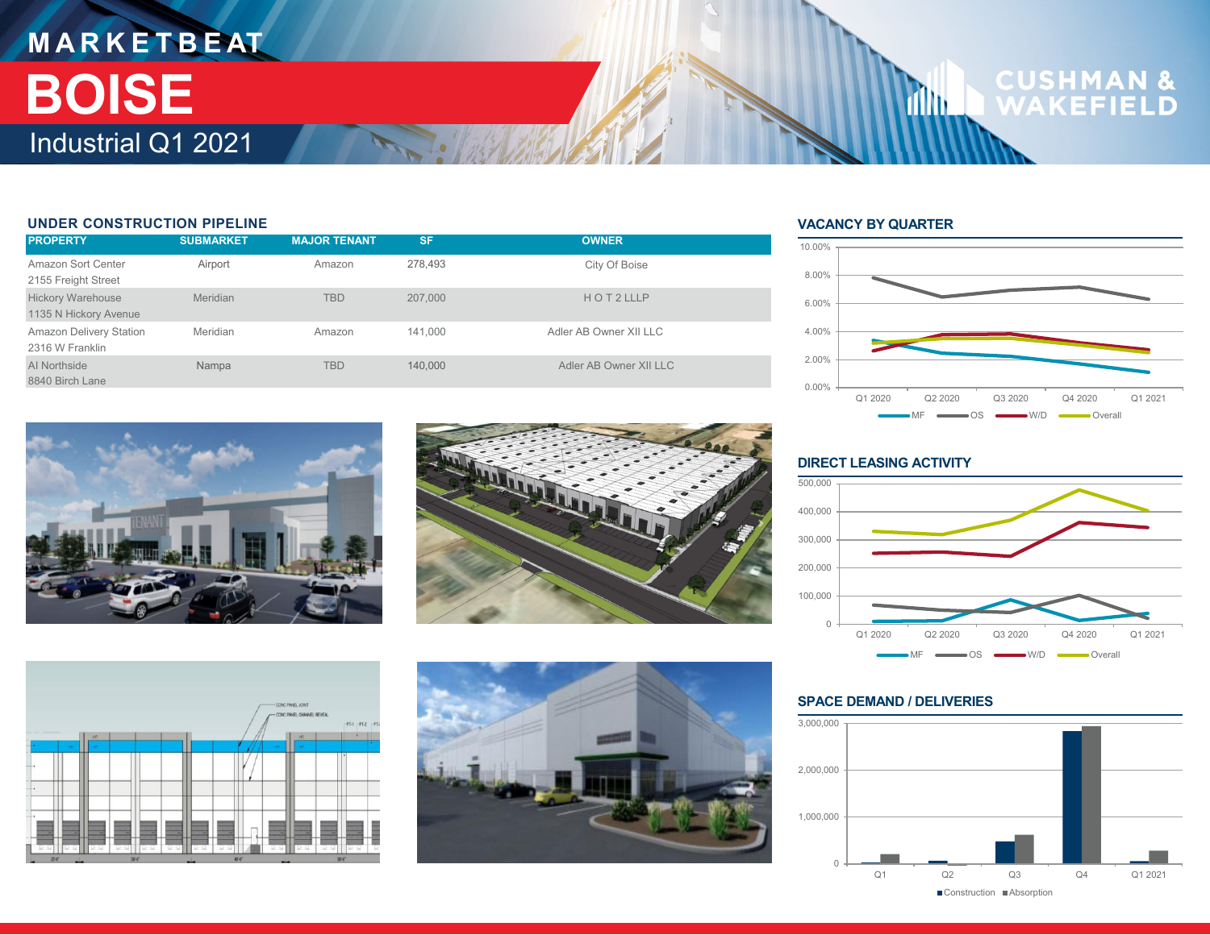# MARKETBEAT

# BOISE

## Industrial Q1 2021

### UNDER CONSTRUCTION PIPELINE

| PROPERTY | SUBMARKET | MAJOR TENANT | SF | OWNER |
|---|---|---|---|---|
| Amazon Sort Center<br>2155 Freight Street | Airport | Amazon | 278,493 | City Of Boise |
| Hickory Warehouse<br>1135 N Hickory Avenue | Meridian | TBD | 207,000 | H O T 2 LLLP |
| Amazon Delivery Station<br>2316 W Franklin | Meridian | Amazon | 141,000 | Adler AB Owner XII LLC |
| AI Northside<br>8840 Birch Lane | Nampa | TBD | 140,000 | Adler AB Owner XII LLC |

### VACANCY BY QUARTER

### DIRECT LEASING ACTIVITY

### SPACE DEMAND / DELIVERIES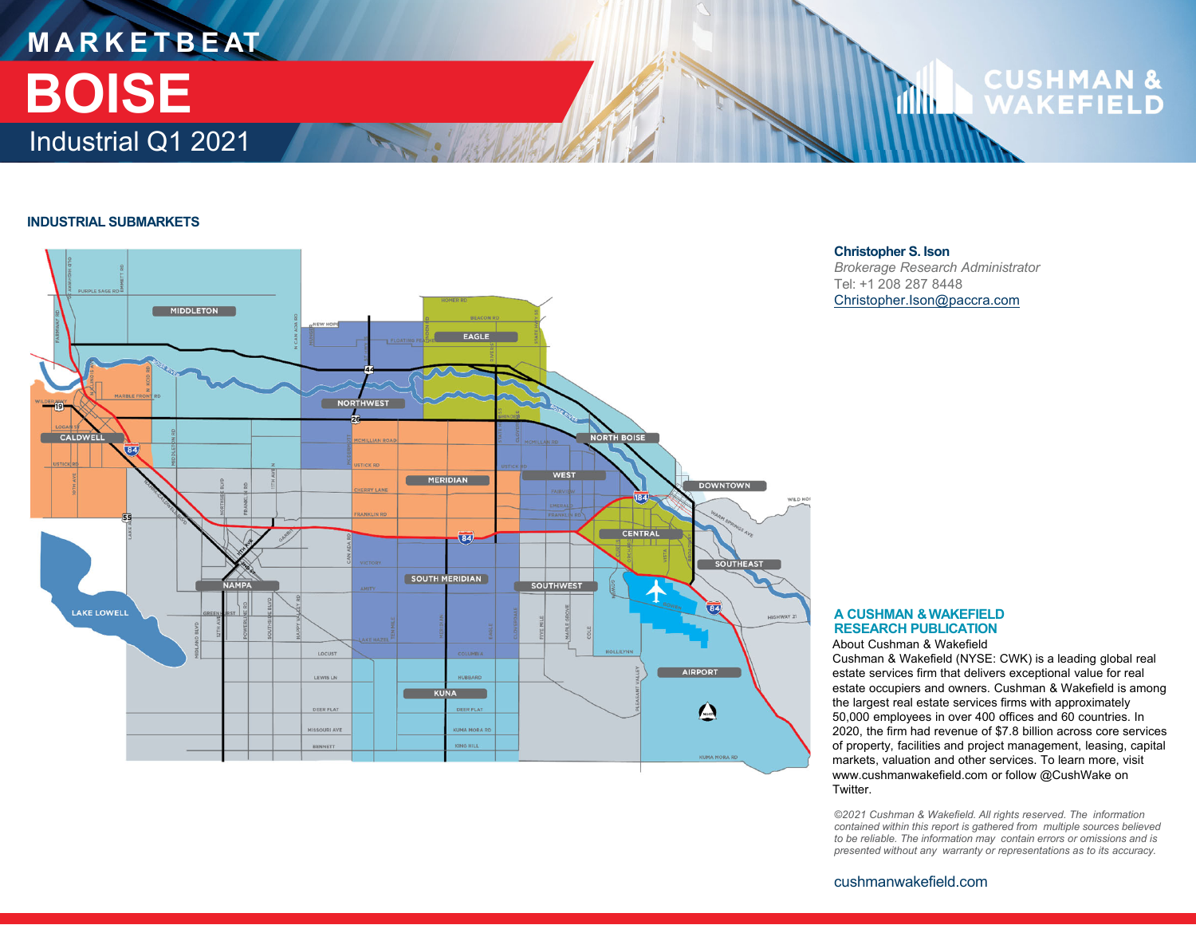# MARKETBEAT

# BOISE

## Industrial Q1 2021

### INDUSTRIAL SUBMARKETS

MIDDLETON
EAGLE
NORTHWEST
CALDWELL
NORTH BOISE
MERIDIAN
WEST
DOWNTOWN
CENTRAL
SOUTHEAST
NAMPA
SOUTH MERIDIAN
SOUTHWEST
LAKE LOWELL
KUNA
AIRPORT

**Christopher S. Ison**
*Brokerage Research Administrator*
Tel: +1 208 287 8448
Christopher.Ison@paccra.com

### A CUSHMAN & WAKEFIELD RESEARCH PUBLICATION

About Cushman & Wakefield
Cushman & Wakefield (NYSE: CWK) is a leading global real estate services firm that delivers exceptional value for real estate occupiers and owners. Cushman & Wakefield is among the largest real estate services firms with approximately 50,000 employees in over 400 offices and 60 countries. In 2020, the firm had revenue of $7.8 billion across core services of property, facilities and project management, leasing, capital markets, valuation and other services. To learn more, visit www.cushmanwakefield.com or follow @CushWake on Twitter.

*©2021 Cushman & Wakefield. All rights reserved. The information contained within this report is gathered from multiple sources believed to be reliable. The information may contain errors or omissions and is presented without any warranty or representations as to its accuracy.*

cushmanwakefield.com